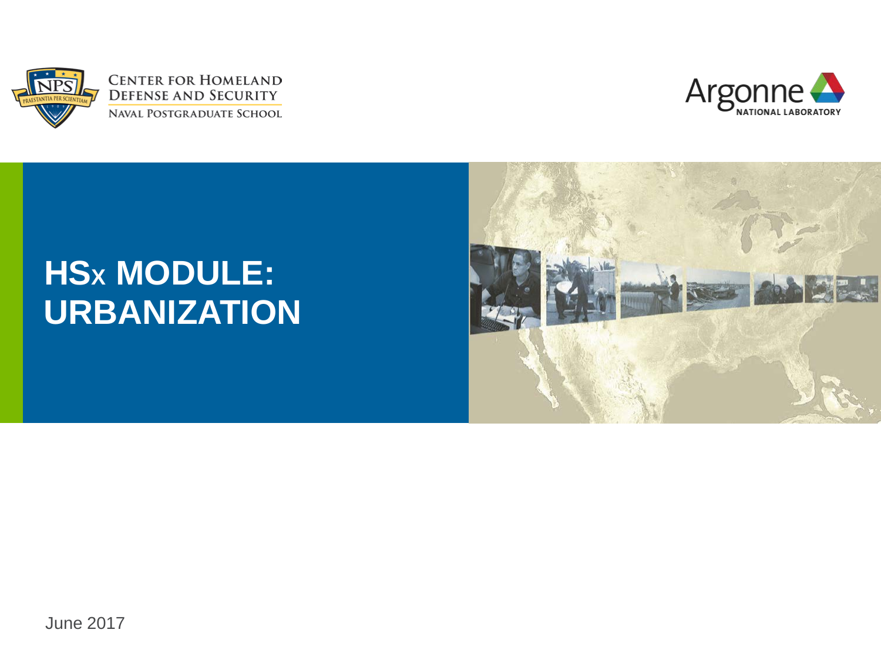Center for Homeland Defense and Security
Naval Postgraduate School

Argonne National Laboratory

# HSx MODULE: URBANIZATION

June 2017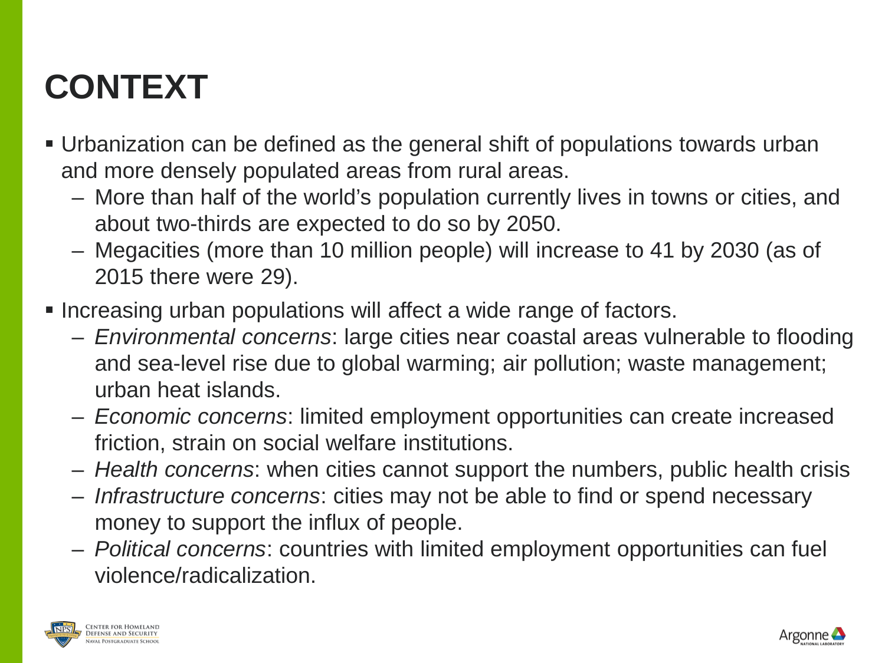# CONTEXT

- Urbanization can be defined as the general shift of populations towards urban and more densely populated areas from rural areas.
  - More than half of the world's population currently lives in towns or cities, and about two-thirds are expected to do so by 2050.
  - Megacities (more than 10 million people) will increase to 41 by 2030 (as of 2015 there were 29).
- Increasing urban populations will affect a wide range of factors.
  - *Environmental concerns*: large cities near coastal areas vulnerable to flooding and sea-level rise due to global warming; air pollution; waste management; urban heat islands.
  - *Economic concerns*: limited employment opportunities can create increased friction, strain on social welfare institutions.
  - *Health concerns*: when cities cannot support the numbers, public health crisis
  - *Infrastructure concerns*: cities may not be able to find or spend necessary money to support the influx of people.
  - *Political concerns*: countries with limited employment opportunities can fuel violence/radicalization.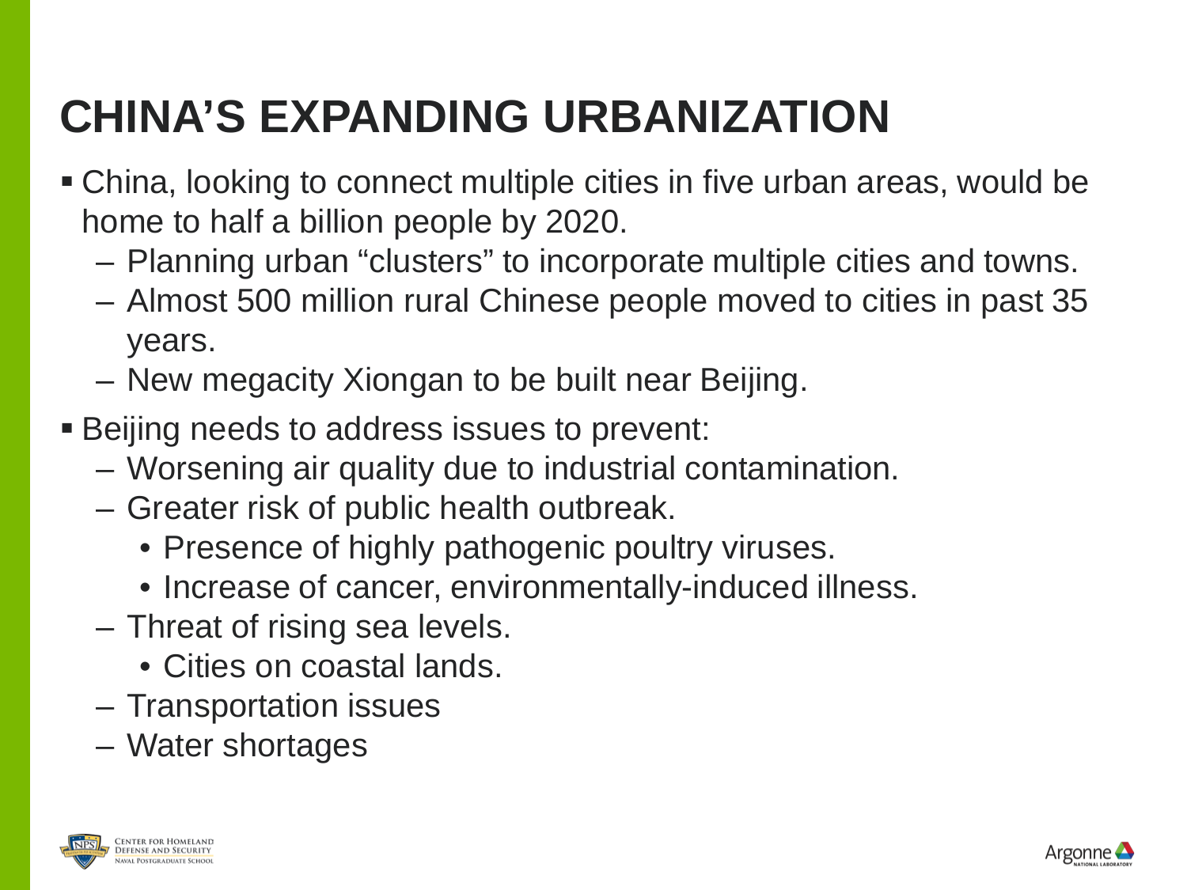# CHINA'S EXPANDING URBANIZATION

- China, looking to connect multiple cities in five urban areas, would be home to half a billion people by 2020.
  - Planning urban "clusters" to incorporate multiple cities and towns.
  - Almost 500 million rural Chinese people moved to cities in past 35 years.
  - New megacity Xiongan to be built near Beijing.
- Beijing needs to address issues to prevent:
  - Worsening air quality due to industrial contamination.
  - Greater risk of public health outbreak.
    - Presence of highly pathogenic poultry viruses.
    - Increase of cancer, environmentally-induced illness.
  - Threat of rising sea levels.
    - Cities on coastal lands.
  - Transportation issues
  - Water shortages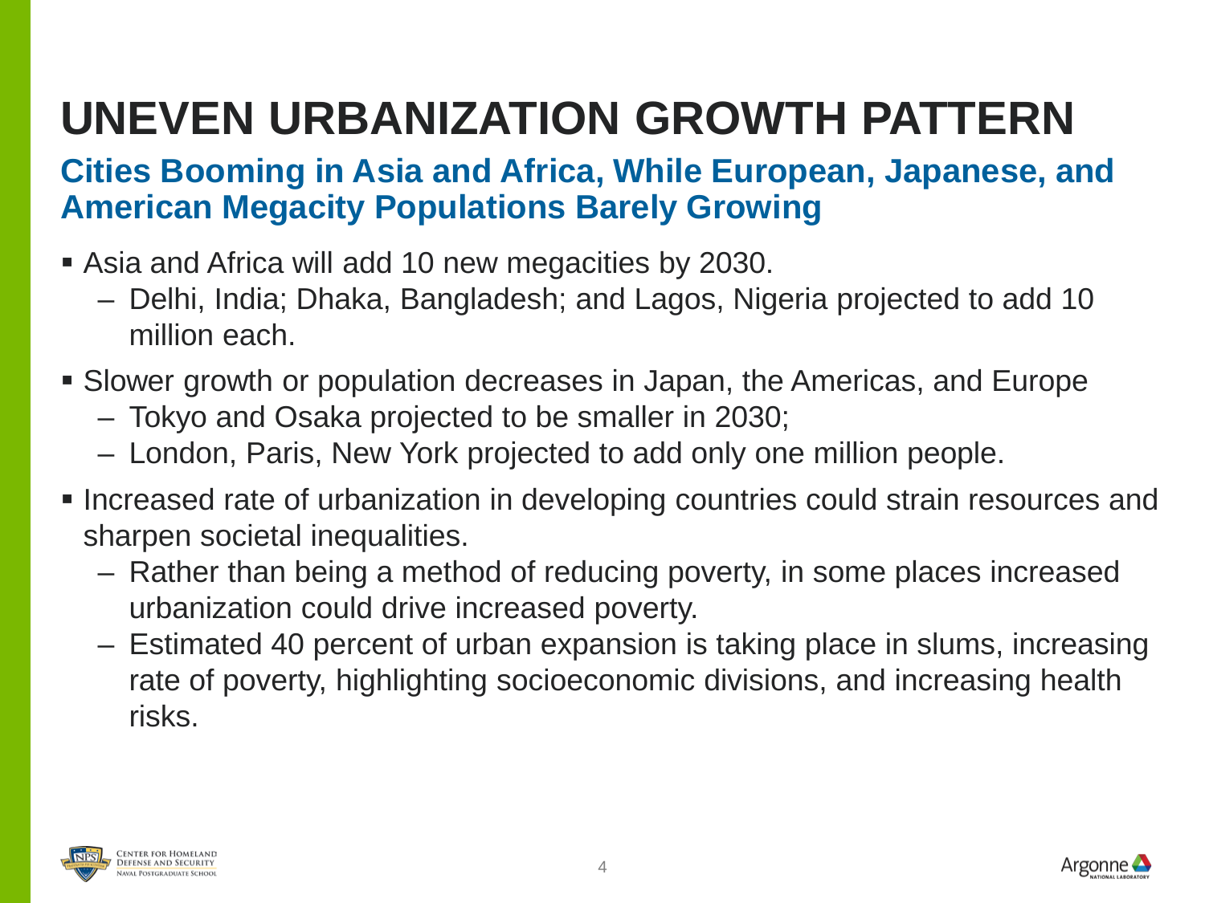# UNEVEN URBANIZATION GROWTH PATTERN

## Cities Booming in Asia and Africa, While European, Japanese, and American Megacity Populations Barely Growing

- Asia and Africa will add 10 new megacities by 2030.
  - Delhi, India; Dhaka, Bangladesh; and Lagos, Nigeria projected to add 10 million each.
- Slower growth or population decreases in Japan, the Americas, and Europe
  - Tokyo and Osaka projected to be smaller in 2030;
  - London, Paris, New York projected to add only one million people.
- Increased rate of urbanization in developing countries could strain resources and sharpen societal inequalities.
  - Rather than being a method of reducing poverty, in some places increased urbanization could drive increased poverty.
  - Estimated 40 percent of urban expansion is taking place in slums, increasing rate of poverty, highlighting socioeconomic divisions, and increasing health risks.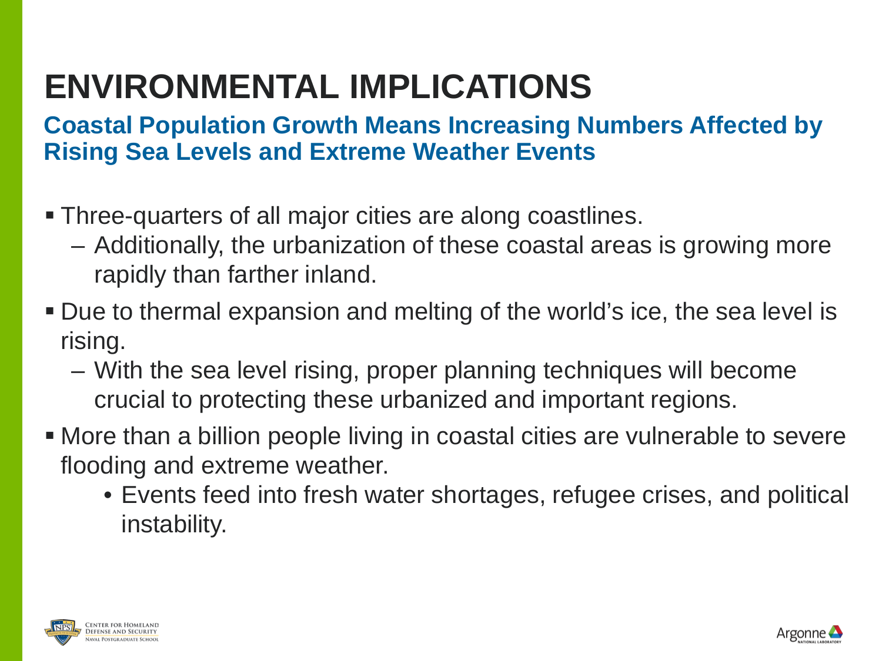# ENVIRONMENTAL IMPLICATIONS

## Coastal Population Growth Means Increasing Numbers Affected by Rising Sea Levels and Extreme Weather Events

- Three-quarters of all major cities are along coastlines.
  - Additionally, the urbanization of these coastal areas is growing more rapidly than farther inland.
- Due to thermal expansion and melting of the world's ice, the sea level is rising.
  - With the sea level rising, proper planning techniques will become crucial to protecting these urbanized and important regions.
- More than a billion people living in coastal cities are vulnerable to severe flooding and extreme weather.
    - Events feed into fresh water shortages, refugee crises, and political instability.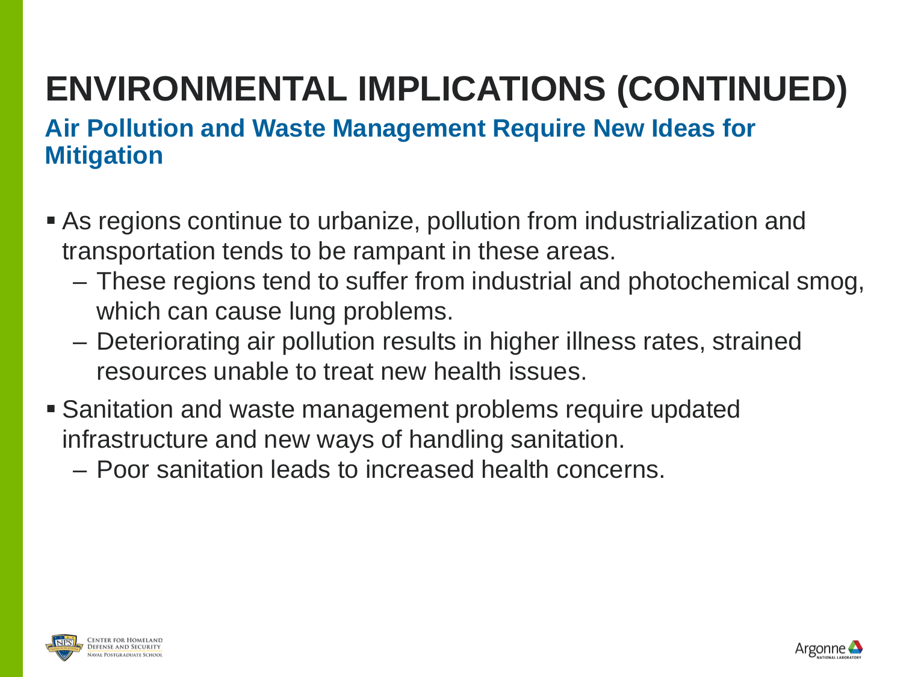# ENVIRONMENTAL IMPLICATIONS (CONTINUED)

## Air Pollution and Waste Management Require New Ideas for Mitigation

- As regions continue to urbanize, pollution from industrialization and transportation tends to be rampant in these areas.
  - These regions tend to suffer from industrial and photochemical smog, which can cause lung problems.
  - Deteriorating air pollution results in higher illness rates, strained resources unable to treat new health issues.
- Sanitation and waste management problems require updated infrastructure and new ways of handling sanitation.
  - Poor sanitation leads to increased health concerns.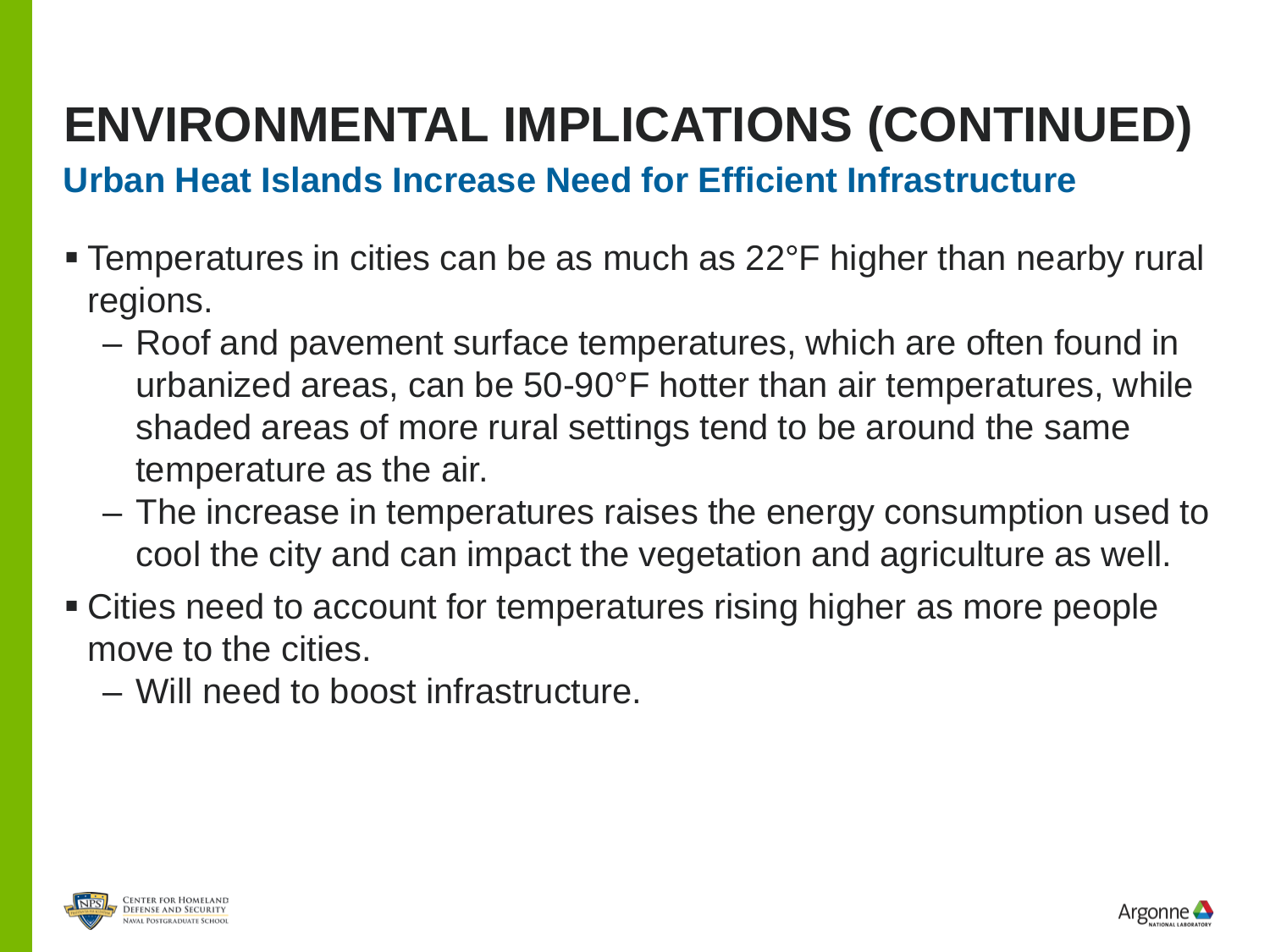# ENVIRONMENTAL IMPLICATIONS (CONTINUED)

## Urban Heat Islands Increase Need for Efficient Infrastructure

- Temperatures in cities can be as much as 22°F higher than nearby rural regions.
  - Roof and pavement surface temperatures, which are often found in urbanized areas, can be 50-90°F hotter than air temperatures, while shaded areas of more rural settings tend to be around the same temperature as the air.
  - The increase in temperatures raises the energy consumption used to cool the city and can impact the vegetation and agriculture as well.
- Cities need to account for temperatures rising higher as more people move to the cities.
  - Will need to boost infrastructure.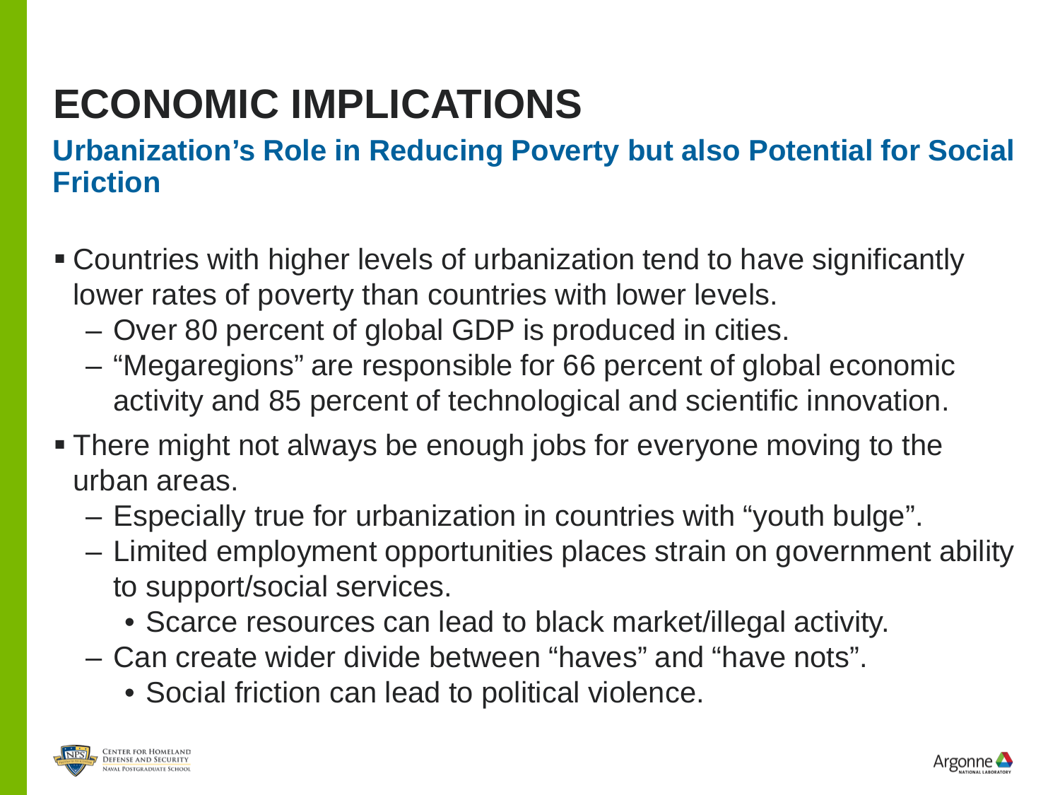# ECONOMIC IMPLICATIONS

## Urbanization's Role in Reducing Poverty but also Potential for Social Friction

- Countries with higher levels of urbanization tend to have significantly lower rates of poverty than countries with lower levels.
  - Over 80 percent of global GDP is produced in cities.
  - "Megaregions" are responsible for 66 percent of global economic activity and 85 percent of technological and scientific innovation.
- There might not always be enough jobs for everyone moving to the urban areas.
  - Especially true for urbanization in countries with "youth bulge".
  - Limited employment opportunities places strain on government ability to support/social services.
    - Scarce resources can lead to black market/illegal activity.
  - Can create wider divide between "haves" and "have nots".
    - Social friction can lead to political violence.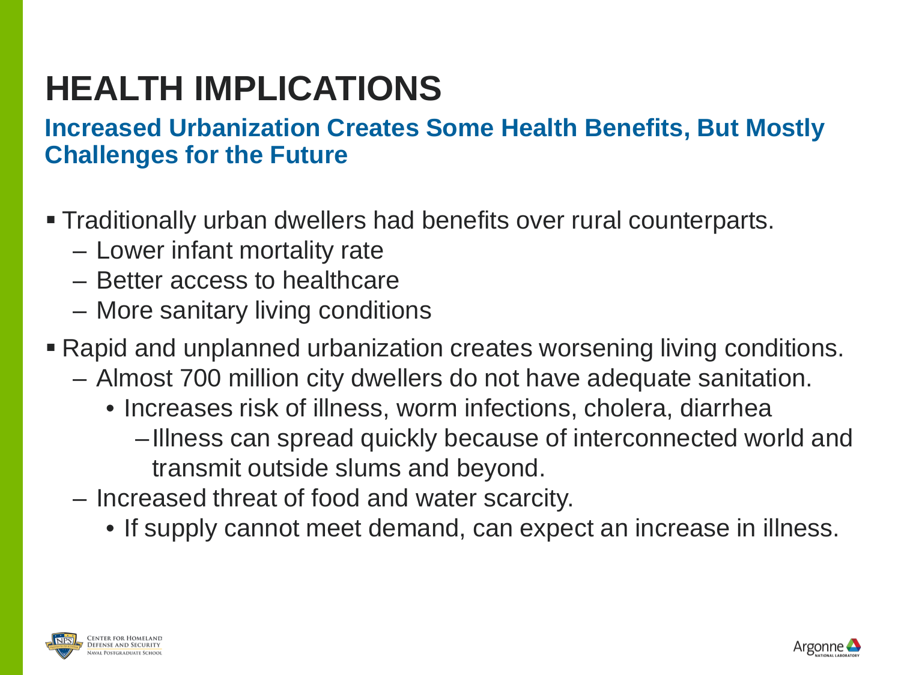# HEALTH IMPLICATIONS

## Increased Urbanization Creates Some Health Benefits, But Mostly Challenges for the Future

- Traditionally urban dwellers had benefits over rural counterparts.
  - Lower infant mortality rate
  - Better access to healthcare
  - More sanitary living conditions
- Rapid and unplanned urbanization creates worsening living conditions.
  - Almost 700 million city dwellers do not have adequate sanitation.
    - Increases risk of illness, worm infections, cholera, diarrhea
      - Illness can spread quickly because of interconnected world and transmit outside slums and beyond.
  - Increased threat of food and water scarcity.
    - If supply cannot meet demand, can expect an increase in illness.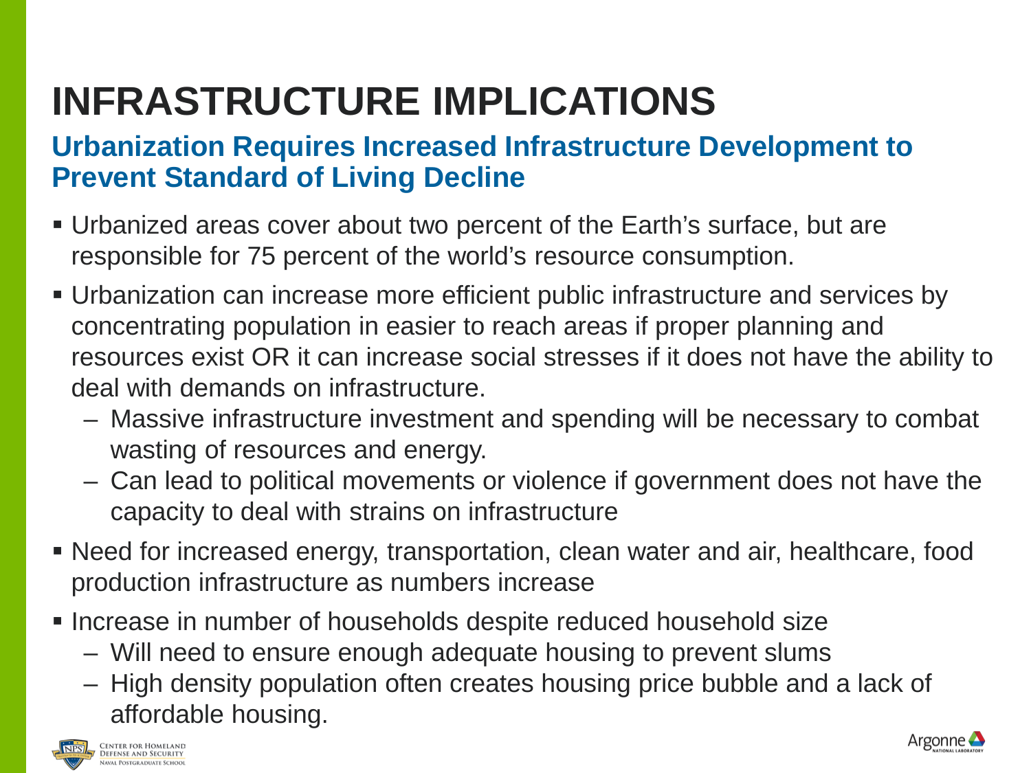# INFRASTRUCTURE IMPLICATIONS

## Urbanization Requires Increased Infrastructure Development to Prevent Standard of Living Decline

- Urbanized areas cover about two percent of the Earth's surface, but are responsible for 75 percent of the world's resource consumption.
- Urbanization can increase more efficient public infrastructure and services by concentrating population in easier to reach areas if proper planning and resources exist OR it can increase social stresses if it does not have the ability to deal with demands on infrastructure.
  - Massive infrastructure investment and spending will be necessary to combat wasting of resources and energy.
  - Can lead to political movements or violence if government does not have the capacity to deal with strains on infrastructure
- Need for increased energy, transportation, clean water and air, healthcare, food production infrastructure as numbers increase
- Increase in number of households despite reduced household size
  - Will need to ensure enough adequate housing to prevent slums
  - High density population often creates housing price bubble and a lack of affordable housing.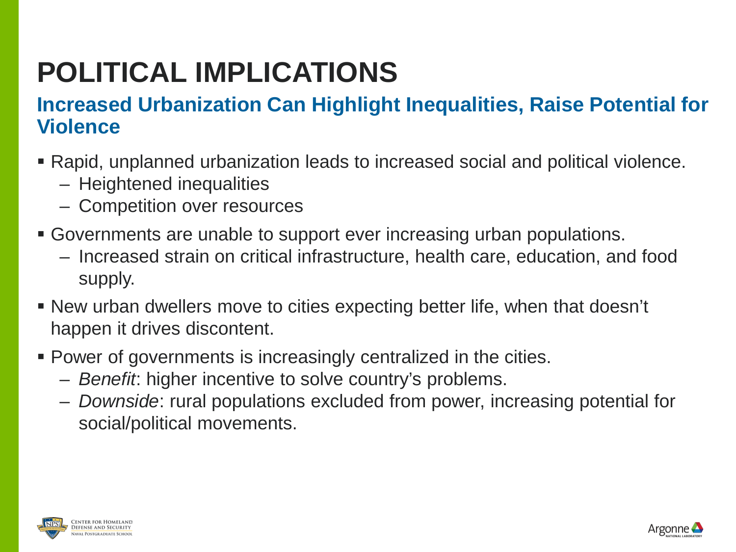# POLITICAL IMPLICATIONS

## Increased Urbanization Can Highlight Inequalities, Raise Potential for Violence

- Rapid, unplanned urbanization leads to increased social and political violence.
  - Heightened inequalities
  - Competition over resources
- Governments are unable to support ever increasing urban populations.
  - Increased strain on critical infrastructure, health care, education, and food supply.
- New urban dwellers move to cities expecting better life, when that doesn't happen it drives discontent.
- Power of governments is increasingly centralized in the cities.
  - *Benefit*: higher incentive to solve country's problems.
  - *Downside*: rural populations excluded from power, increasing potential for social/political movements.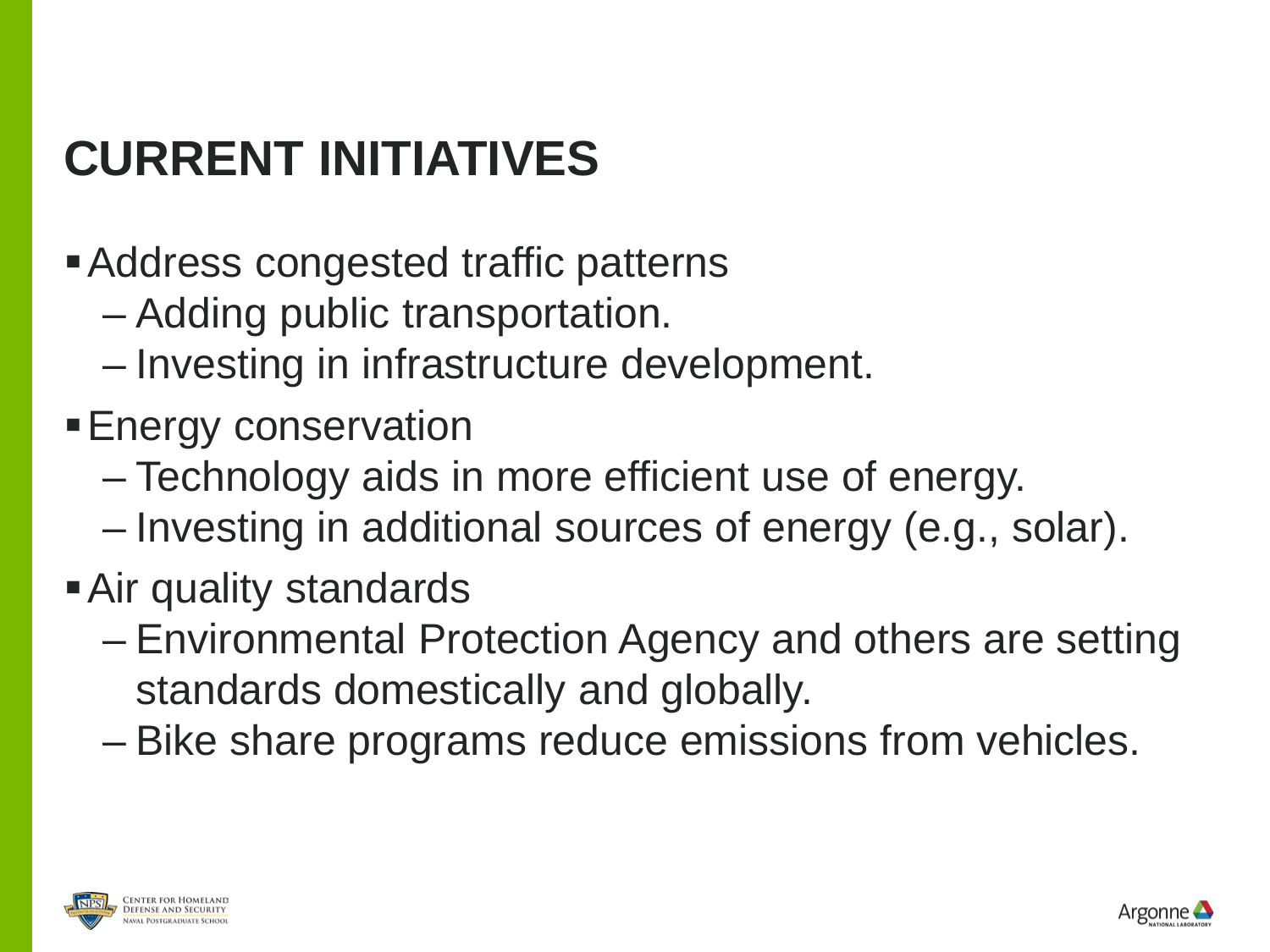# CURRENT INITIATIVES

- Address congested traffic patterns
  - Adding public transportation.
  - Investing in infrastructure development.
- Energy conservation
  - Technology aids in more efficient use of energy.
  - Investing in additional sources of energy (e.g., solar).
- Air quality standards
  - Environmental Protection Agency and others are setting standards domestically and globally.
  - Bike share programs reduce emissions from vehicles.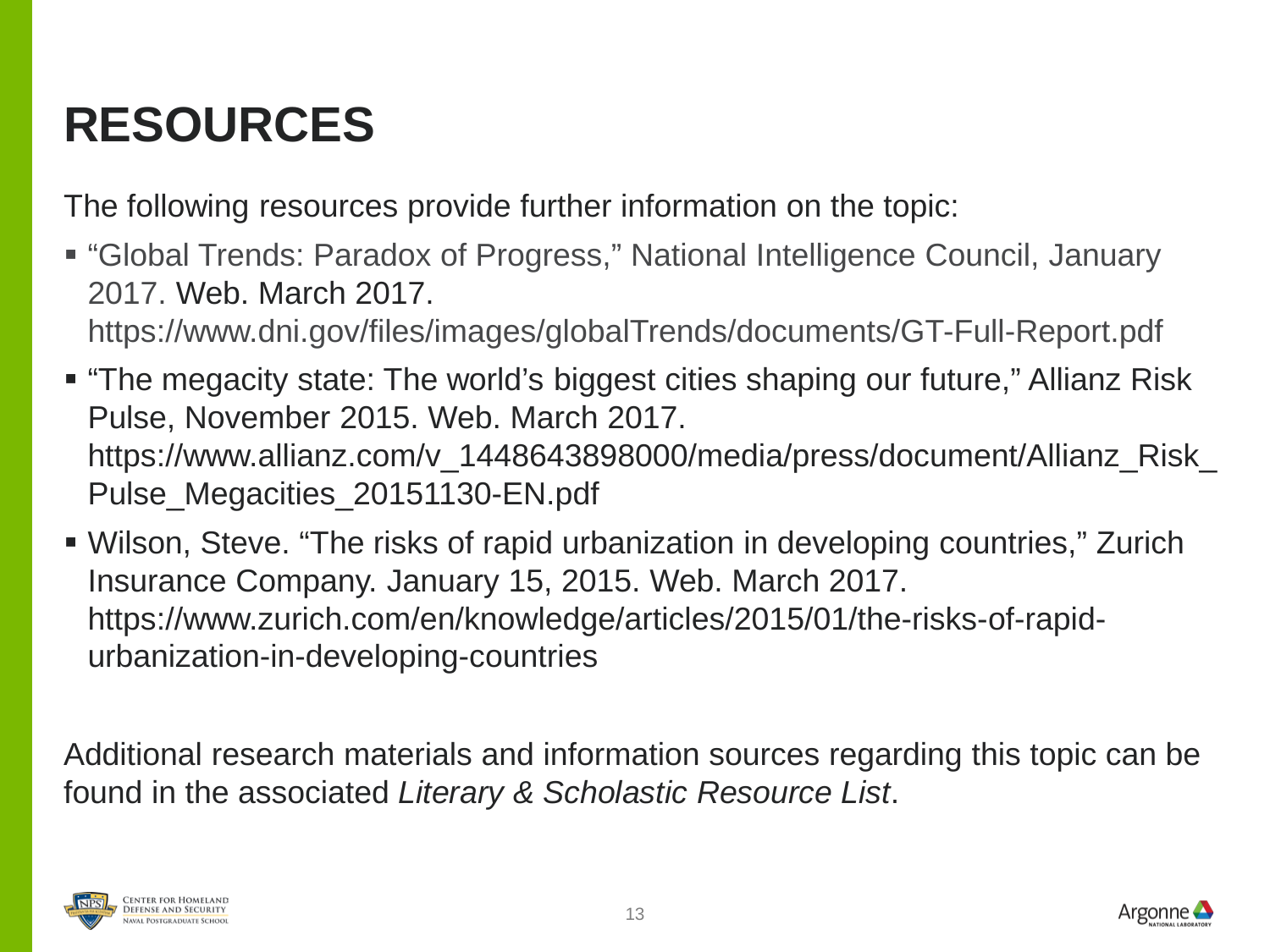# RESOURCES

The following resources provide further information on the topic:

- "Global Trends: Paradox of Progress," National Intelligence Council, January 2017. Web. March 2017. https://www.dni.gov/files/images/globalTrends/documents/GT-Full-Report.pdf
- "The megacity state: The world's biggest cities shaping our future," Allianz Risk Pulse, November 2015. Web. March 2017. https://www.allianz.com/v_1448643898000/media/press/document/Allianz_Risk_Pulse_Megacities_20151130-EN.pdf
- Wilson, Steve. "The risks of rapid urbanization in developing countries," Zurich Insurance Company. January 15, 2015. Web. March 2017. https://www.zurich.com/en/knowledge/articles/2015/01/the-risks-of-rapid-urbanization-in-developing-countries

Additional research materials and information sources regarding this topic can be found in the associated *Literary & Scholastic Resource List*.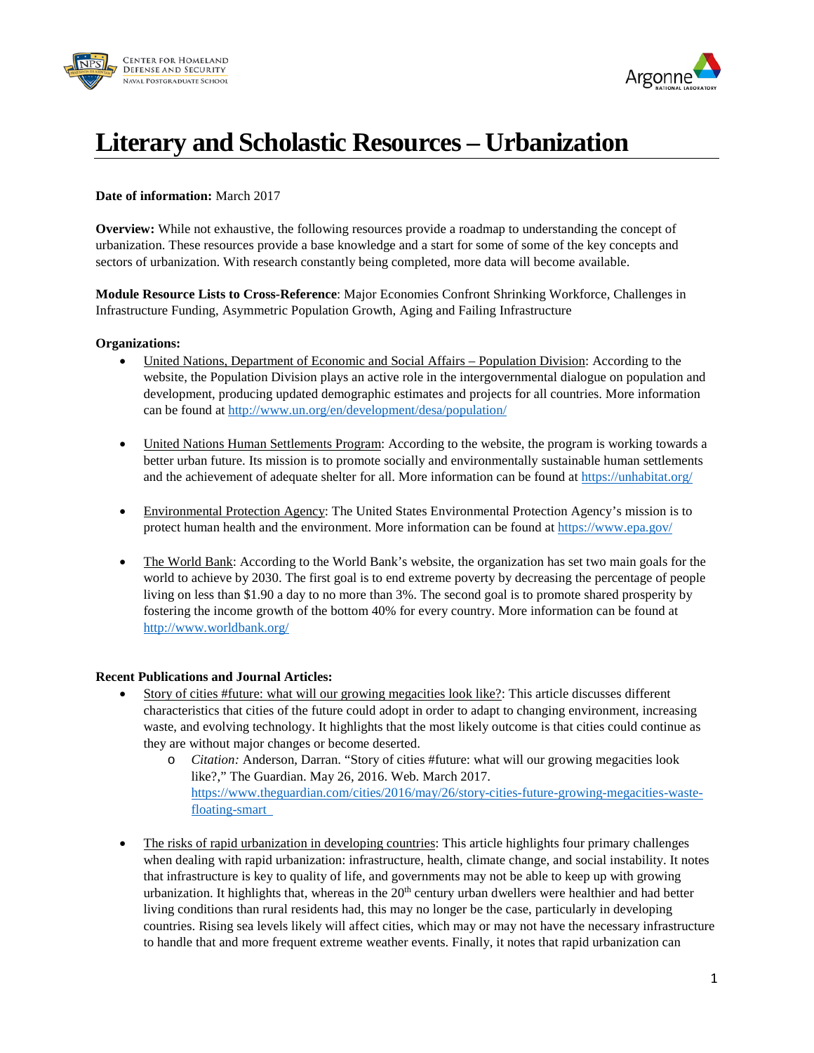# Literary and Scholastic Resources – Urbanization

**Date of information:** March 2017

**Overview:** While not exhaustive, the following resources provide a roadmap to understanding the concept of urbanization. These resources provide a base knowledge and a start for some of some of the key concepts and sectors of urbanization. With research constantly being completed, more data will become available.

**Module Resource Lists to Cross-Reference**: Major Economies Confront Shrinking Workforce, Challenges in Infrastructure Funding, Asymmetric Population Growth, Aging and Failing Infrastructure

**Organizations:**

- United Nations, Department of Economic and Social Affairs – Population Division: According to the website, the Population Division plays an active role in the intergovernmental dialogue on population and development, producing updated demographic estimates and projects for all countries. More information can be found at http://www.un.org/en/development/desa/population/

- United Nations Human Settlements Program: According to the website, the program is working towards a better urban future. Its mission is to promote socially and environmentally sustainable human settlements and the achievement of adequate shelter for all. More information can be found at https://unhabitat.org/

- Environmental Protection Agency: The United States Environmental Protection Agency's mission is to protect human health and the environment. More information can be found at https://www.epa.gov/

- The World Bank: According to the World Bank's website, the organization has set two main goals for the world to achieve by 2030. The first goal is to end extreme poverty by decreasing the percentage of people living on less than $1.90 a day to no more than 3%. The second goal is to promote shared prosperity by fostering the income growth of the bottom 40% for every country. More information can be found at http://www.worldbank.org/

**Recent Publications and Journal Articles:**

- Story of cities #future: what will our growing megacities look like?: This article discusses different characteristics that cities of the future could adopt in order to adapt to changing environment, increasing waste, and evolving technology. It highlights that the most likely outcome is that cities could continue as they are without major changes or become deserted.
    - *Citation:* Anderson, Darran. "Story of cities #future: what will our growing megacities look like?," The Guardian. May 26, 2016. Web. March 2017. https://www.theguardian.com/cities/2016/may/26/story-cities-future-growing-megacities-waste-floating-smart

- The risks of rapid urbanization in developing countries: This article highlights four primary challenges when dealing with rapid urbanization: infrastructure, health, climate change, and social instability. It notes that infrastructure is key to quality of life, and governments may not be able to keep up with growing urbanization. It highlights that, whereas in the 20th century urban dwellers were healthier and had better living conditions than rural residents had, this may no longer be the case, particularly in developing countries. Rising sea levels likely will affect cities, which may or may not have the necessary infrastructure to handle that and more frequent extreme weather events. Finally, it notes that rapid urbanization can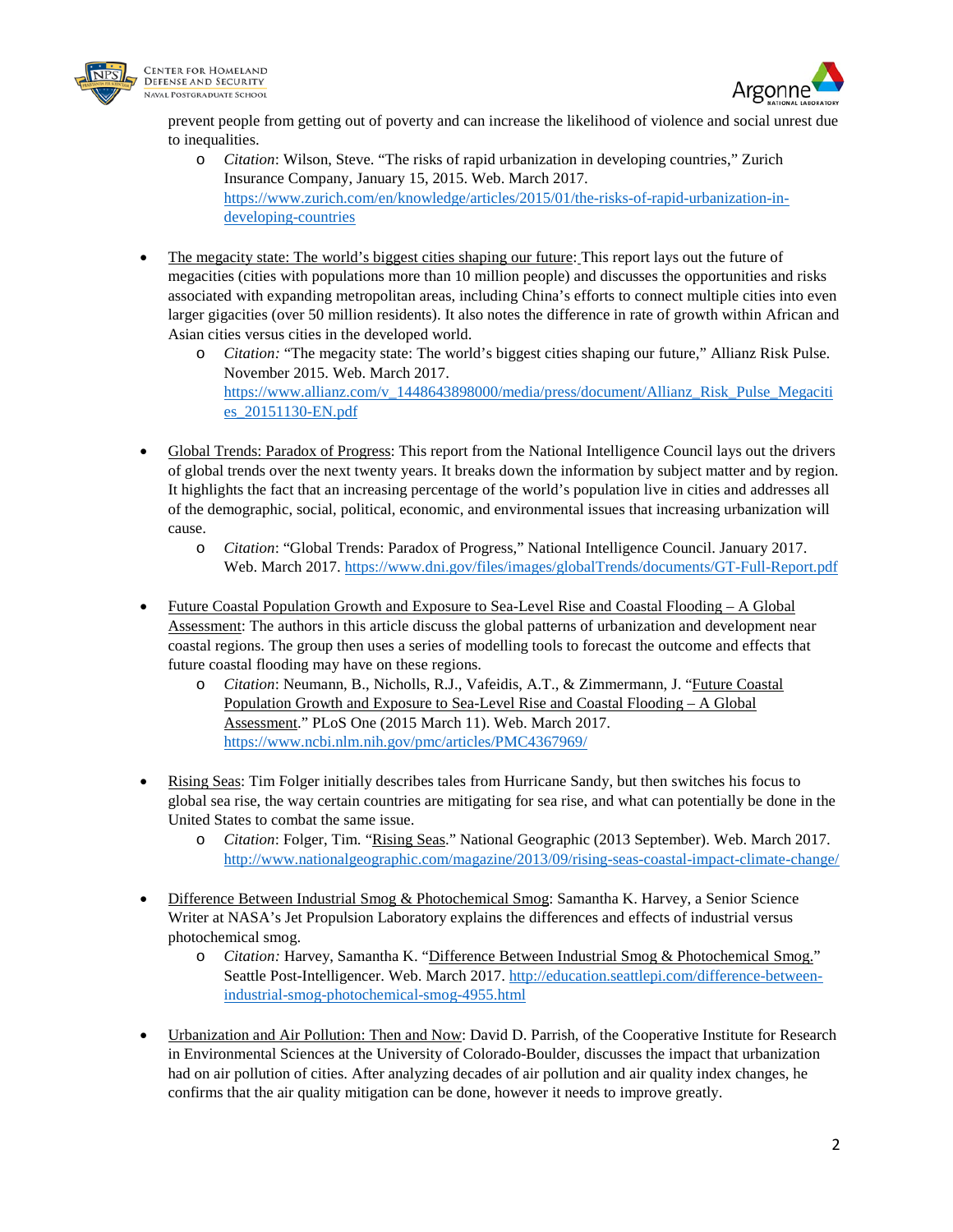prevent people from getting out of poverty and can increase the likelihood of violence and social unrest due to inequalities.

- *Citation*: Wilson, Steve. "The risks of rapid urbanization in developing countries," Zurich Insurance Company, January 15, 2015. Web. March 2017. https://www.zurich.com/en/knowledge/articles/2015/01/the-risks-of-rapid-urbanization-in-developing-countries

- The megacity state: The world's biggest cities shaping our future: This report lays out the future of megacities (cities with populations more than 10 million people) and discusses the opportunities and risks associated with expanding metropolitan areas, including China's efforts to connect multiple cities into even larger gigacities (over 50 million residents). It also notes the difference in rate of growth within African and Asian cities versus cities in the developed world.
  - *Citation:* "The megacity state: The world's biggest cities shaping our future," Allianz Risk Pulse. November 2015. Web. March 2017. https://www.allianz.com/v_1448643898000/media/press/document/Allianz_Risk_Pulse_Megacities_20151130-EN.pdf

- Global Trends: Paradox of Progress: This report from the National Intelligence Council lays out the drivers of global trends over the next twenty years. It breaks down the information by subject matter and by region. It highlights the fact that an increasing percentage of the world's population live in cities and addresses all of the demographic, social, political, economic, and environmental issues that increasing urbanization will cause.
  - *Citation*: "Global Trends: Paradox of Progress," National Intelligence Council. January 2017. Web. March 2017. https://www.dni.gov/files/images/globalTrends/documents/GT-Full-Report.pdf

- Future Coastal Population Growth and Exposure to Sea-Level Rise and Coastal Flooding – A Global Assessment: The authors in this article discuss the global patterns of urbanization and development near coastal regions. The group then uses a series of modelling tools to forecast the outcome and effects that future coastal flooding may have on these regions.
  - *Citation*: Neumann, B., Nicholls, R.J., Vafeidis, A.T., & Zimmermann, J. "Future Coastal Population Growth and Exposure to Sea-Level Rise and Coastal Flooding – A Global Assessment." PLoS One (2015 March 11). Web. March 2017. https://www.ncbi.nlm.nih.gov/pmc/articles/PMC4367969/

- Rising Seas: Tim Folger initially describes tales from Hurricane Sandy, but then switches his focus to global sea rise, the way certain countries are mitigating for sea rise, and what can potentially be done in the United States to combat the same issue.
  - *Citation*: Folger, Tim. "Rising Seas." National Geographic (2013 September). Web. March 2017. http://www.nationalgeographic.com/magazine/2013/09/rising-seas-coastal-impact-climate-change/

- Difference Between Industrial Smog & Photochemical Smog: Samantha K. Harvey, a Senior Science Writer at NASA's Jet Propulsion Laboratory explains the differences and effects of industrial versus photochemical smog.
  - *Citation:* Harvey, Samantha K. "Difference Between Industrial Smog & Photochemical Smog." Seattle Post-Intelligencer. Web. March 2017. http://education.seattlepi.com/difference-between-industrial-smog-photochemical-smog-4955.html

- Urbanization and Air Pollution: Then and Now: David D. Parrish, of the Cooperative Institute for Research in Environmental Sciences at the University of Colorado-Boulder, discusses the impact that urbanization had on air pollution of cities. After analyzing decades of air pollution and air quality index changes, he confirms that the air quality mitigation can be done, however it needs to improve greatly.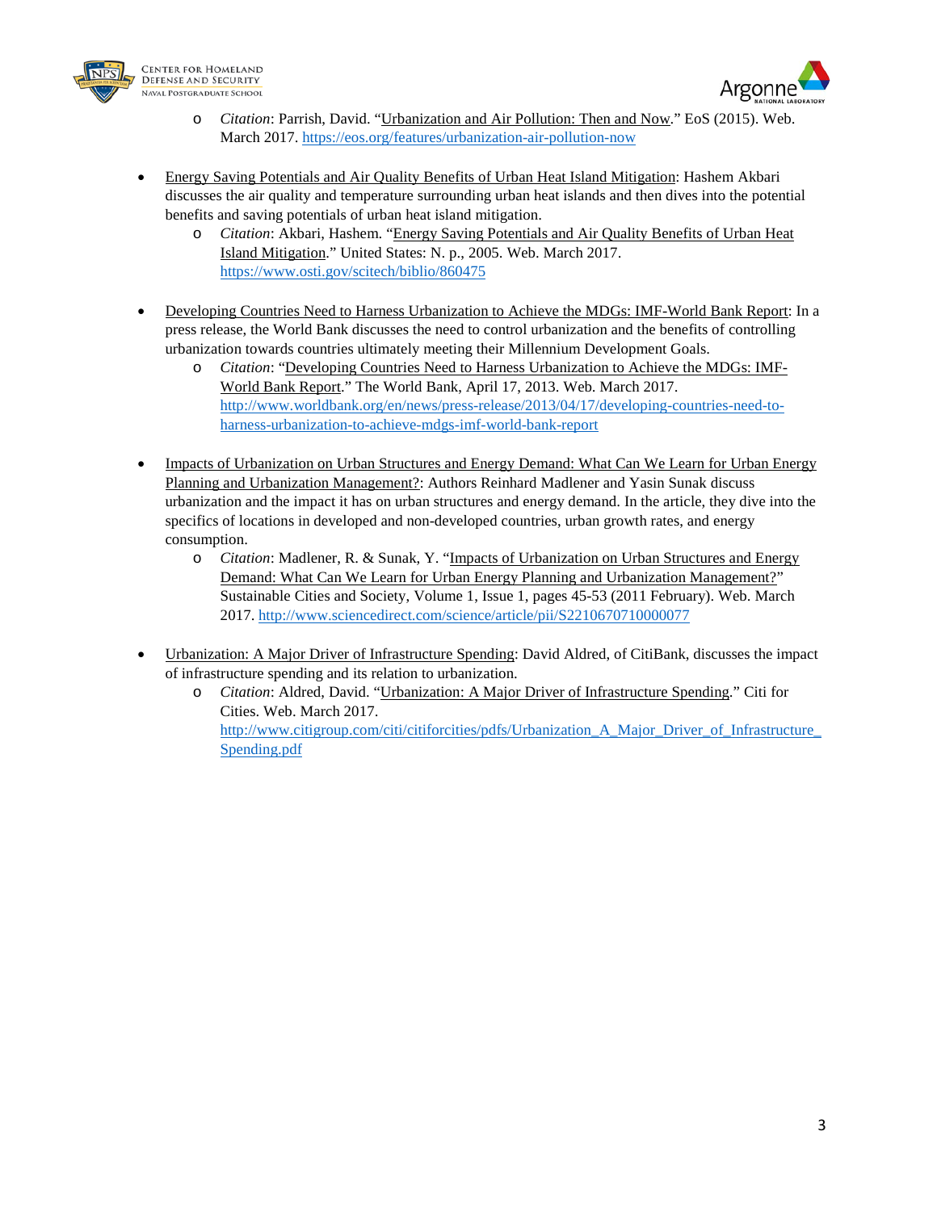- *Citation*: Parrish, David. "Urbanization and Air Pollution: Then and Now." EoS (2015). Web. March 2017. https://eos.org/features/urbanization-air-pollution-now

- Energy Saving Potentials and Air Quality Benefits of Urban Heat Island Mitigation: Hashem Akbari discusses the air quality and temperature surrounding urban heat islands and then dives into the potential benefits and saving potentials of urban heat island mitigation.
  - *Citation*: Akbari, Hashem. "Energy Saving Potentials and Air Quality Benefits of Urban Heat Island Mitigation." United States: N. p., 2005. Web. March 2017. https://www.osti.gov/scitech/biblio/860475

- Developing Countries Need to Harness Urbanization to Achieve the MDGs: IMF-World Bank Report: In a press release, the World Bank discusses the need to control urbanization and the benefits of controlling urbanization towards countries ultimately meeting their Millennium Development Goals.
  - *Citation*: "Developing Countries Need to Harness Urbanization to Achieve the MDGs: IMF-World Bank Report." The World Bank, April 17, 2013. Web. March 2017. http://www.worldbank.org/en/news/press-release/2013/04/17/developing-countries-need-to-harness-urbanization-to-achieve-mdgs-imf-world-bank-report

- Impacts of Urbanization on Urban Structures and Energy Demand: What Can We Learn for Urban Energy Planning and Urbanization Management?: Authors Reinhard Madlener and Yasin Sunak discuss urbanization and the impact it has on urban structures and energy demand. In the article, they dive into the specifics of locations in developed and non-developed countries, urban growth rates, and energy consumption.
  - *Citation*: Madlener, R. & Sunak, Y. "Impacts of Urbanization on Urban Structures and Energy Demand: What Can We Learn for Urban Energy Planning and Urbanization Management?" Sustainable Cities and Society, Volume 1, Issue 1, pages 45-53 (2011 February). Web. March 2017. http://www.sciencedirect.com/science/article/pii/S2210670710000077

- Urbanization: A Major Driver of Infrastructure Spending: David Aldred, of CitiBank, discusses the impact of infrastructure spending and its relation to urbanization.
  - *Citation*: Aldred, David. "Urbanization: A Major Driver of Infrastructure Spending." Citi for Cities. Web. March 2017. http://www.citigroup.com/citi/citiforcities/pdfs/Urbanization_A_Major_Driver_of_Infrastructure_Spending.pdf